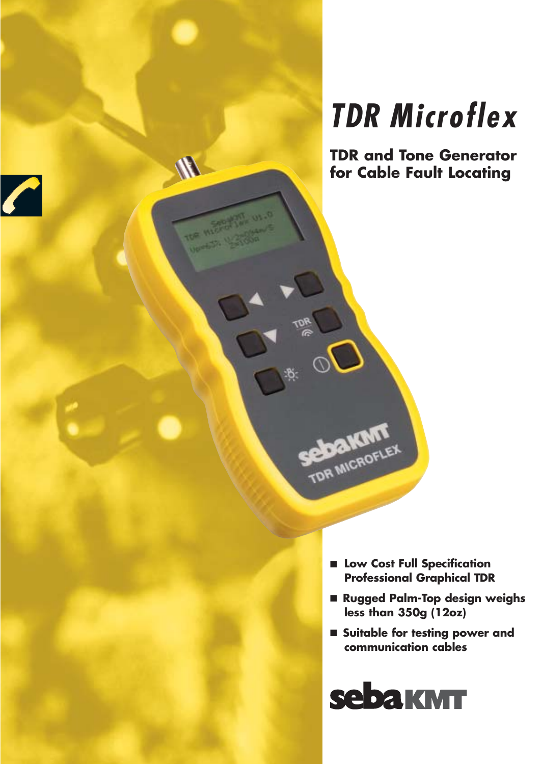# TDR Microflex

## TDR and Tone Generator for Cable Fault Locating

- **Low Cost Full Specification Professional Graphical TDR**
- **Rugged Palm-Top design weighs less than 350g (12oz)**
- **Suitable for testing power and communication cables**

sebaKMT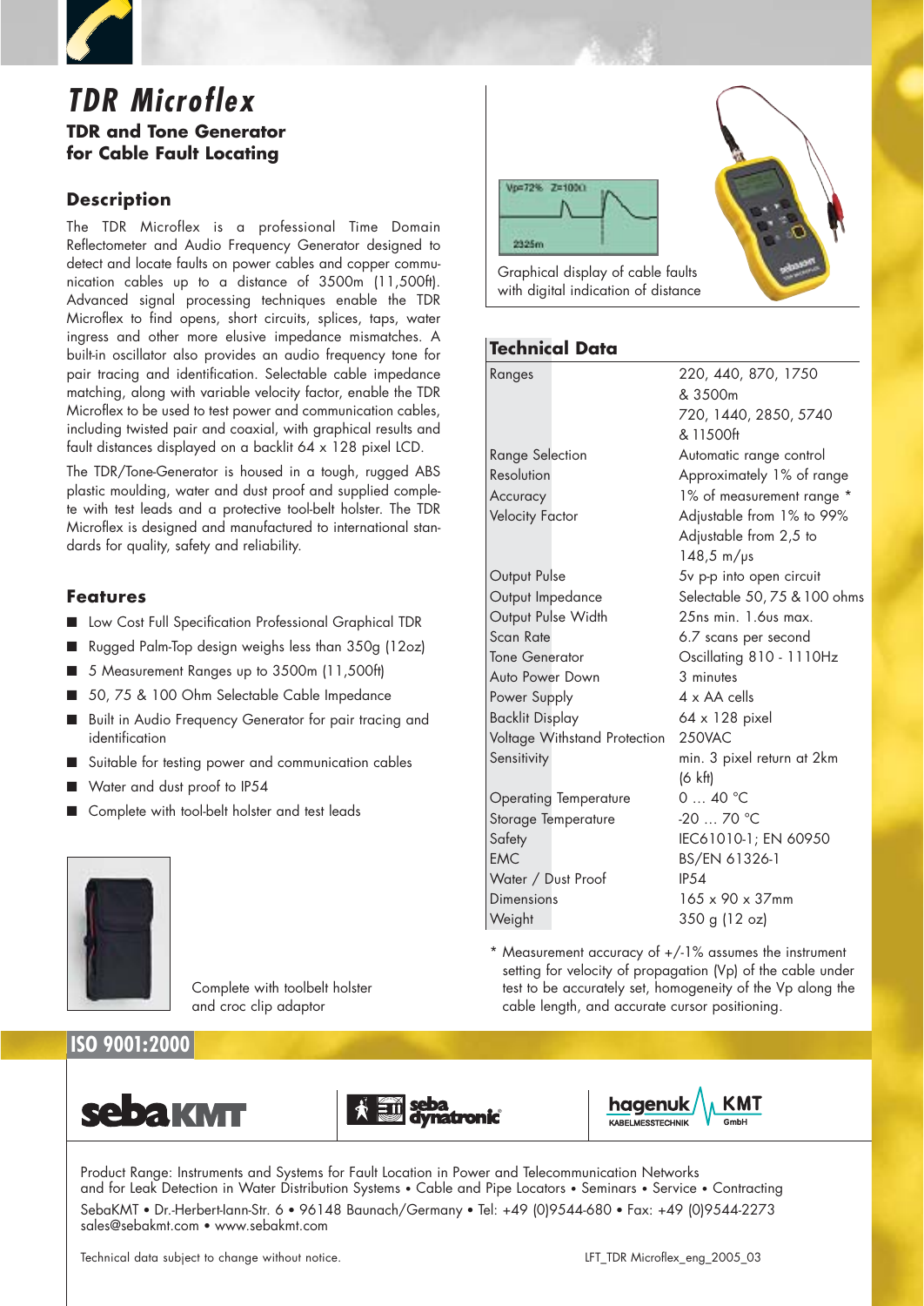# TDR Microflex

**TDR and Tone Generator for Cable Fault Locating**

## Description

The TDR Microflex is a professional Time Domain Reflectometer and Audio Frequency Generator designed to detect and locate faults on power cables and copper communication cables up to a distance of 3500m (11,500ft). Advanced signal processing techniques enable the TDR Microflex to find opens, short circuits, splices, taps, water ingress and other more elusive impedance mismatches. A built-in oscillator also provides an audio frequency tone for pair tracing and identification. Selectable cable impedance matching, along with variable velocity factor, enable the TDR Microflex to be used to test power and communication cables, including twisted pair and coaxial, with graphical results and fault distances displayed on a backlit 64 x 128 pixel LCD.

The TDR/Tone-Generator is housed in a tough, rugged ABS plastic moulding, water and dust proof and supplied complete with test leads and a protective tool-belt holster. The TDR Microflex is designed and manufactured to international standards for quality, safety and reliability.

## Features

- Low Cost Full Specification Professional Graphical TDR
- Rugged Palm-Top design weighs less than 350g (12oz)
- 5 Measurement Ranges up to 3500m (11,500ft)
- 50, 75 & 100 Ohm Selectable Cable Impedance
- Built in Audio Frequency Generator for pair tracing and identification
- Suitable for testing power and communication cables
- Water and dust proof to IP54
- Complete with tool-belt holster and test leads

Complete with toolbelt holster and croc clip adaptor

Vp=72% Z=100Ω

2325m

Graphical display of cable faults with digital indication of distance

## Technical Data

| | |
|---|---|
| Ranges | 220, 440, 870, 1750 & 3500m<br>720, 1440, 2850, 5740 & 11500ft |
| Range Selection | Automatic range control |
| Resolution | Approximately 1% of range |
| Accuracy | 1% of measurement range * |
| Velocity Factor | Adjustable from 1% to 99%<br>Adjustable from 2,5 to 148,5 m/µs |
| Output Pulse | 5v p-p into open circuit |
| Output Impedance | Selectable 50, 75 & 100 ohms |
| Output Pulse Width | 25ns min. 1.6us max. |
| Scan Rate | 6.7 scans per second |
| Tone Generator | Oscillating 810 - 1110Hz |
| Auto Power Down | 3 minutes |
| Power Supply | 4 x AA cells |
| Backlit Display | 64 x 128 pixel |
| Voltage Withstand Protection | 250VAC |
| Sensitivity | min. 3 pixel return at 2km (6 kft) |
| Operating Temperature | 0 … 40 °C |
| Storage Temperature | -20 … 70 °C |
| Safety | IEC61010-1; EN 60950 |
| EMC | BS/EN 61326-1 |
| Water / Dust Proof | IP54 |
| Dimensions | 165 x 90 x 37mm |
| Weight | 350 g (12 oz) |

\* Measurement accuracy of +/-1% assumes the instrument setting for velocity of propagation (Vp) of the cable under test to be accurately set, homogeneity of the Vp along the cable length, and accurate cursor positioning.

**ISO 9001:2000**

sebaKMT | seba dynatronic | hagenuk KMT KABELMESSTECHNIK GmbH

Product Range: Instruments and Systems for Fault Location in Power and Telecommunication Networks and for Leak Detection in Water Distribution Systems • Cable and Pipe Locators • Seminars • Service • Contracting

SebaKMT • Dr.-Herbert-Iann-Str. 6 • 96148 Baunach/Germany • Tel: +49 (0)9544-680 • Fax: +49 (0)9544-2273
sales@sebakmt.com • www.sebakmt.com

Technical data subject to change without notice.

LFT_TDR Microflex_eng_2005_03